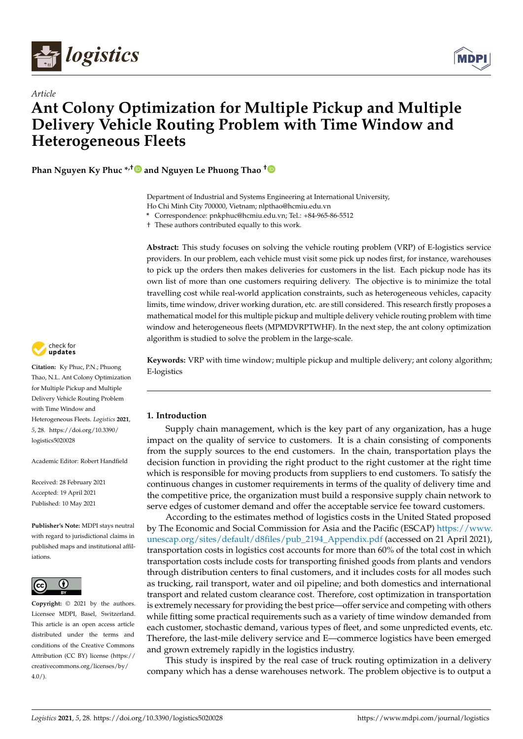*Article*

# Ant Colony Optimization for Multiple Pickup and Multiple Delivery Vehicle Routing Problem with Time Window and Heterogeneous Fleets

**Phan Nguyen Ky Phuc \*,† and Nguyen Le Phuong Thao †**

Department of Industrial and Systems Engineering at International University, Ho Chi Minh City 700000, Vietnam; nlpthao@hcmiu.edu.vn

\* Correspondence: pnkphuc@hcmiu.edu.vn; Tel.: +84-965-86-5512

† These authors contributed equally to this work.

**Abstract:** This study focuses on solving the vehicle routing problem (VRP) of E-logistics service providers. In our problem, each vehicle must visit some pick up nodes first, for instance, warehouses to pick up the orders then makes deliveries for customers in the list. Each pickup node has its own list of more than one customers requiring delivery. The objective is to minimize the total travelling cost while real-world application constraints, such as heterogeneous vehicles, capacity limits, time window, driver working duration, etc. are still considered. This research firstly proposes a mathematical model for this multiple pickup and multiple delivery vehicle routing problem with time window and heterogeneous fleets (MPMDVRPTWHF). In the next step, the ant colony optimization algorithm is studied to solve the problem in the large-scale.

**Keywords:** VRP with time window; multiple pickup and multiple delivery; ant colony algorithm; E-logistics

**Citation:** Ky Phuc, P.N.; Phuong Thao, N.L. Ant Colony Optimization for Multiple Pickup and Multiple Delivery Vehicle Routing Problem with Time Window and Heterogeneous Fleets. *Logistics* **2021**, *5*, 28. https://doi.org/10.3390/logistics5020028

Academic Editor: Robert Handfield

Received: 28 February 2021
Accepted: 19 April 2021
Published: 10 May 2021

**Publisher's Note:** MDPI stays neutral with regard to jurisdictional claims in published maps and institutional affiliations.

**Copyright:** © 2021 by the authors. Licensee MDPI, Basel, Switzerland. This article is an open access article distributed under the terms and conditions of the Creative Commons Attribution (CC BY) license (https://creativecommons.org/licenses/by/4.0/).

## 1. Introduction

Supply chain management, which is the key part of any organization, has a huge impact on the quality of service to customers. It is a chain consisting of components from the supply sources to the end customers. In the chain, transportation plays the decision function in providing the right product to the right customer at the right time which is responsible for moving products from suppliers to end customers. To satisfy the continuous changes in customer requirements in terms of the quality of delivery time and the competitive price, the organization must build a responsive supply chain network to serve edges of customer demand and offer the acceptable service fee toward customers.

According to the estimates method of logistics costs in the United Stated proposed by The Economic and Social Commission for Asia and the Pacific (ESCAP) https://www.unescap.org/sites/default/d8files/pub_2194_Appendix.pdf (accessed on 21 April 2021), transportation costs in logistics cost accounts for more than 60% of the total cost in which transportation costs include costs for transporting finished goods from plants and vendors through distribution centers to final customers, and it includes costs for all modes such as trucking, rail transport, water and oil pipeline; and both domestics and international transport and related custom clearance cost. Therefore, cost optimization in transportation is extremely necessary for providing the best price—offer service and competing with others while fitting some practical requirements such as a variety of time window demanded from each customer, stochastic demand, various types of fleet, and some unpredicted events, etc. Therefore, the last-mile delivery service and E—commerce logistics have been emerged and grown extremely rapidly in the logistics industry.

This study is inspired by the real case of truck routing optimization in a delivery company which has a dense warehouses network. The problem objective is to output a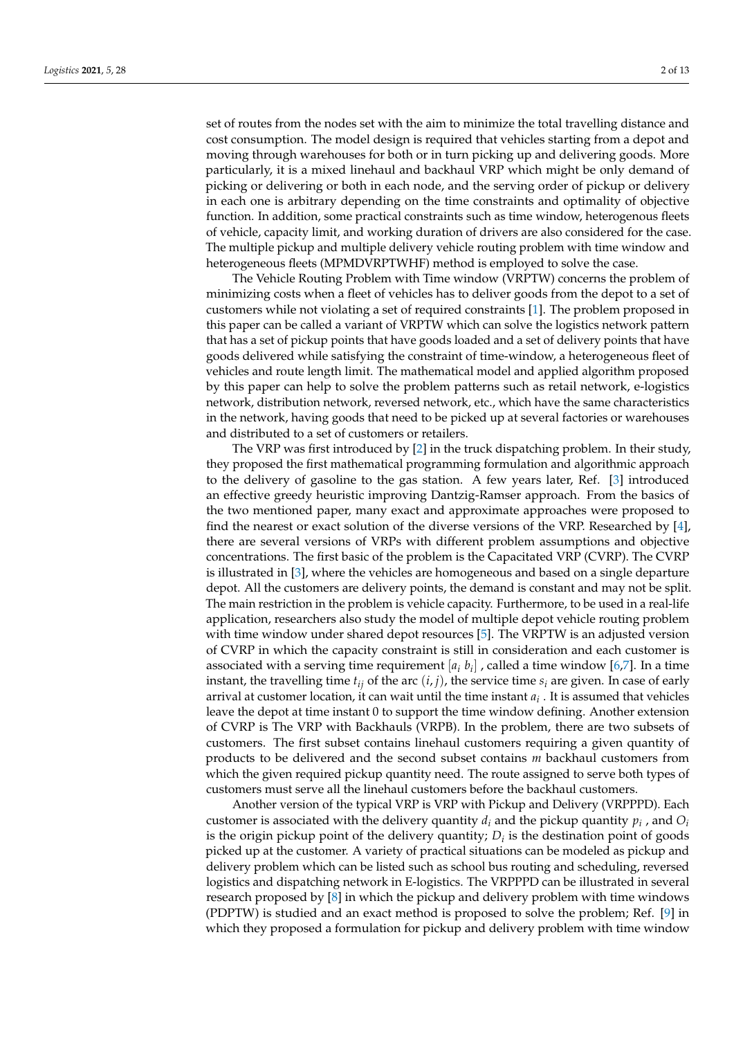set of routes from the nodes set with the aim to minimize the total travelling distance and cost consumption. The model design is required that vehicles starting from a depot and moving through warehouses for both or in turn picking up and delivering goods. More particularly, it is a mixed linehaul and backhaul VRP which might be only demand of picking or delivering or both in each node, and the serving order of pickup or delivery in each one is arbitrary depending on the time constraints and optimality of objective function. In addition, some practical constraints such as time window, heterogenous fleets of vehicle, capacity limit, and working duration of drivers are also considered for the case. The multiple pickup and multiple delivery vehicle routing problem with time window and heterogeneous fleets (MPMDVRPTWHF) method is employed to solve the case.

The Vehicle Routing Problem with Time window (VRPTW) concerns the problem of minimizing costs when a fleet of vehicles has to deliver goods from the depot to a set of customers while not violating a set of required constraints [1]. The problem proposed in this paper can be called a variant of VRPTW which can solve the logistics network pattern that has a set of pickup points that have goods loaded and a set of delivery points that have goods delivered while satisfying the constraint of time-window, a heterogeneous fleet of vehicles and route length limit. The mathematical model and applied algorithm proposed by this paper can help to solve the problem patterns such as retail network, e-logistics network, distribution network, reversed network, etc., which have the same characteristics in the network, having goods that need to be picked up at several factories or warehouses and distributed to a set of customers or retailers.

The VRP was first introduced by [2] in the truck dispatching problem. In their study, they proposed the first mathematical programming formulation and algorithmic approach to the delivery of gasoline to the gas station. A few years later, Ref. [3] introduced an effective greedy heuristic improving Dantzig-Ramser approach. From the basics of the two mentioned paper, many exact and approximate approaches were proposed to find the nearest or exact solution of the diverse versions of the VRP. Researched by [4], there are several versions of VRPs with different problem assumptions and objective concentrations. The first basic of the problem is the Capacitated VRP (CVRP). The CVRP is illustrated in [3], where the vehicles are homogeneous and based on a single departure depot. All the customers are delivery points, the demand is constant and may not be split. The main restriction in the problem is vehicle capacity. Furthermore, to be used in a real-life application, researchers also study the model of multiple depot vehicle routing problem with time window under shared depot resources [5]. The VRPTW is an adjusted version of CVRP in which the capacity constraint is still in consideration and each customer is associated with a serving time requirement $[a_i \; b_i]$ , called a time window [6,7]. In a time instant, the travelling time $t_{ij}$ of the arc $(i, j)$, the service time $s_i$ are given. In case of early arrival at customer location, it can wait until the time instant $a_i$ . It is assumed that vehicles leave the depot at time instant 0 to support the time window defining. Another extension of CVRP is The VRP with Backhauls (VRPB). In the problem, there are two subsets of customers. The first subset contains linehaul customers requiring a given quantity of products to be delivered and the second subset contains $m$ backhaul customers from which the given required pickup quantity need. The route assigned to serve both types of customers must serve all the linehaul customers before the backhaul customers.

Another version of the typical VRP is VRP with Pickup and Delivery (VRPPPD). Each customer is associated with the delivery quantity $d_i$ and the pickup quantity $p_i$ , and $O_i$ is the origin pickup point of the delivery quantity; $D_i$ is the destination point of goods picked up at the customer. A variety of practical situations can be modeled as pickup and delivery problem which can be listed such as school bus routing and scheduling, reversed logistics and dispatching network in E-logistics. The VRPPPD can be illustrated in several research proposed by [8] in which the pickup and delivery problem with time windows (PDPTW) is studied and an exact method is proposed to solve the problem; Ref. [9] in which they proposed a formulation for pickup and delivery problem with time window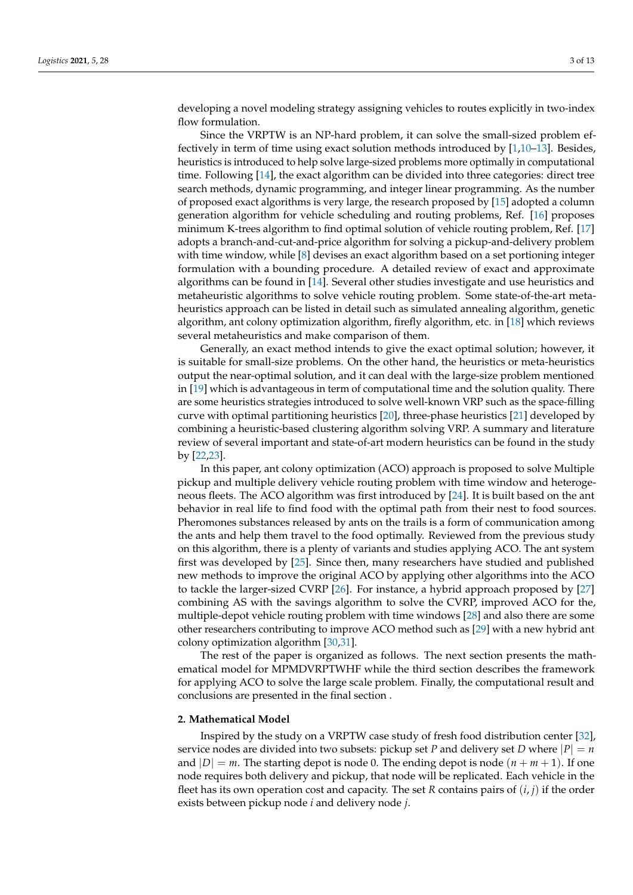developing a novel modeling strategy assigning vehicles to routes explicitly in two-index flow formulation.

Since the VRPTW is an NP-hard problem, it can solve the small-sized problem effectively in term of time using exact solution methods introduced by [1,10–13]. Besides, heuristics is introduced to help solve large-sized problems more optimally in computational time. Following [14], the exact algorithm can be divided into three categories: direct tree search methods, dynamic programming, and integer linear programming. As the number of proposed exact algorithms is very large, the research proposed by [15] adopted a column generation algorithm for vehicle scheduling and routing problems, Ref. [16] proposes minimum K-trees algorithm to find optimal solution of vehicle routing problem, Ref. [17] adopts a branch-and-cut-and-price algorithm for solving a pickup-and-delivery problem with time window, while [8] devises an exact algorithm based on a set portioning integer formulation with a bounding procedure. A detailed review of exact and approximate algorithms can be found in [14]. Several other studies investigate and use heuristics and metaheuristic algorithms to solve vehicle routing problem. Some state-of-the-art metaheuristics approach can be listed in detail such as simulated annealing algorithm, genetic algorithm, ant colony optimization algorithm, firefly algorithm, etc. in [18] which reviews several metaheuristics and make comparison of them.

Generally, an exact method intends to give the exact optimal solution; however, it is suitable for small-size problems. On the other hand, the heuristics or meta-heuristics output the near-optimal solution, and it can deal with the large-size problem mentioned in [19] which is advantageous in term of computational time and the solution quality. There are some heuristics strategies introduced to solve well-known VRP such as the space-filling curve with optimal partitioning heuristics [20], three-phase heuristics [21] developed by combining a heuristic-based clustering algorithm solving VRP. A summary and literature review of several important and state-of-art modern heuristics can be found in the study by [22,23].

In this paper, ant colony optimization (ACO) approach is proposed to solve Multiple pickup and multiple delivery vehicle routing problem with time window and heterogeneous fleets. The ACO algorithm was first introduced by [24]. It is built based on the ant behavior in real life to find food with the optimal path from their nest to food sources. Pheromones substances released by ants on the trails is a form of communication among the ants and help them travel to the food optimally. Reviewed from the previous study on this algorithm, there is a plenty of variants and studies applying ACO. The ant system first was developed by [25]. Since then, many researchers have studied and published new methods to improve the original ACO by applying other algorithms into the ACO to tackle the larger-sized CVRP [26]. For instance, a hybrid approach proposed by [27] combining AS with the savings algorithm to solve the CVRP, improved ACO for the, multiple-depot vehicle routing problem with time windows [28] and also there are some other researchers contributing to improve ACO method such as [29] with a new hybrid ant colony optimization algorithm [30,31].

The rest of the paper is organized as follows. The next section presents the mathematical model for MPMDVRPTWHF while the third section describes the framework for applying ACO to solve the large scale problem. Finally, the computational result and conclusions are presented in the final section .

## 2. Mathematical Model

Inspired by the study on a VRPTW case study of fresh food distribution center [32], service nodes are divided into two subsets: pickup set $P$ and delivery set $D$ where $|P| = n$ and $|D| = m$. The starting depot is node 0. The ending depot is node $(n + m + 1)$. If one node requires both delivery and pickup, that node will be replicated. Each vehicle in the fleet has its own operation cost and capacity. The set $R$ contains pairs of $(i, j)$ if the order exists between pickup node $i$ and delivery node $j$.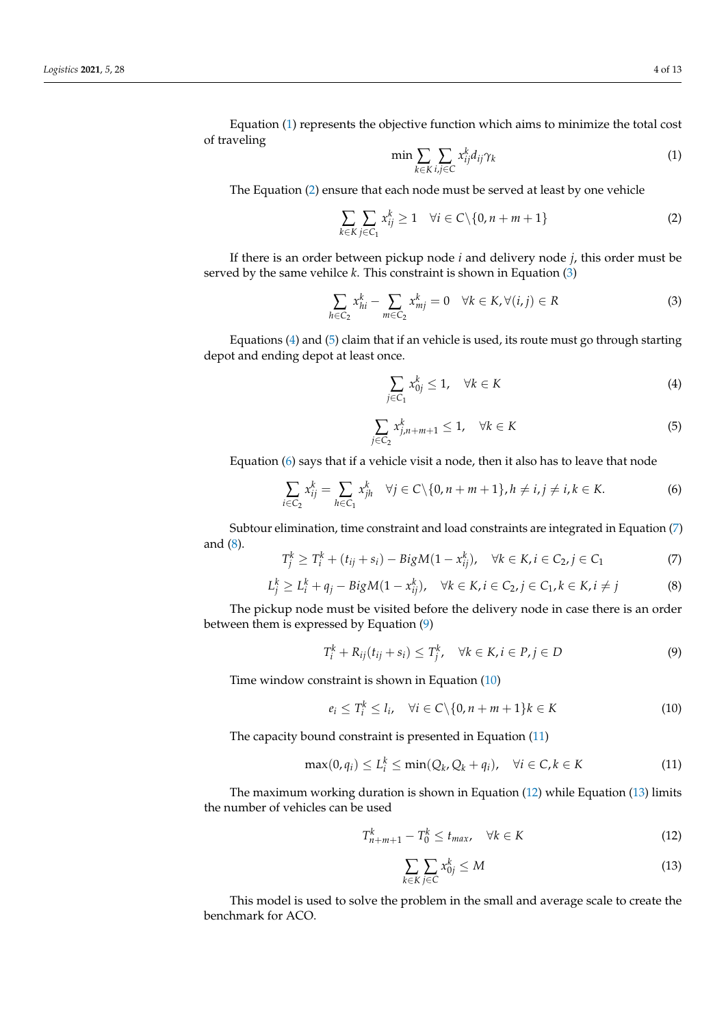Equation (1) represents the objective function which aims to minimize the total cost of traveling

$$\min \sum_{k\in K}\sum_{i,j\in C} x_{ij}^{k} d_{ij}\gamma_k \tag{1}$$

The Equation (2) ensure that each node must be served at least by one vehicle

$$\sum_{k\in K}\sum_{j\in C_1} x_{ij}^{k} \geq 1 \quad \forall i \in C\backslash\{0, n+m+1\} \tag{2}$$

If there is an order between pickup node $i$ and delivery node $j$, this order must be served by the same vehilce $k$. This constraint is shown in Equation (3)

$$\sum_{h\in C_2} x_{hi}^{k} - \sum_{m\in C_2} x_{mj}^{k} = 0 \quad \forall k \in K, \forall (i,j) \in R \tag{3}$$

Equations (4) and (5) claim that if an vehicle is used, its route must go through starting depot and ending depot at least once.

$$\sum_{j\in C_1} x_{0j}^{k} \leq 1, \quad \forall k \in K \tag{4}$$

$$\sum_{j\in C_2} x_{j,n+m+1}^{k} \leq 1, \quad \forall k \in K \tag{5}$$

Equation (6) says that if a vehicle visit a node, then it also has to leave that node

$$\sum_{i\in C_2} x_{ij}^{k} = \sum_{h\in C_1} x_{jh}^{k} \quad \forall j \in C\backslash\{0, n+m+1\}, h \neq i, j \neq i, k \in K. \tag{6}$$

Subtour elimination, time constraint and load constraints are integrated in Equation (7) and (8).

$$T_j^k \geq T_i^k + (t_{ij} + s_i) - BigM(1 - x_{ij}^k), \quad \forall k \in K, i \in C_2, j \in C_1 \tag{7}$$

$$L_j^k \geq L_i^k + q_j - BigM(1 - x_{ij}^k), \quad \forall k \in K, i \in C_2, j \in C_1, k \in K, i \neq j \tag{8}$$

The pickup node must be visited before the delivery node in case there is an order between them is expressed by Equation (9)

$$T_i^k + R_{ij}(t_{ij} + s_i) \leq T_j^k, \quad \forall k \in K, i \in P, j \in D \tag{9}$$

Time window constraint is shown in Equation (10)

$$e_i \leq T_i^k \leq l_i, \quad \forall i \in C\backslash\{0, n+m+1\} k \in K \tag{10}$$

The capacity bound constraint is presented in Equation (11)

$$\max(0, q_i) \leq L_i^k \leq \min(Q_k, Q_k + q_i), \quad \forall i \in C, k \in K \tag{11}$$

The maximum working duration is shown in Equation (12) while Equation (13) limits the number of vehicles can be used

$$T_{n+m+1}^k - T_0^k \leq t_{max}, \quad \forall k \in K \tag{12}$$

$$\sum_{k\in K}\sum_{j\in C} x_{0j}^{k} \leq M \tag{13}$$

This model is used to solve the problem in the small and average scale to create the benchmark for ACO.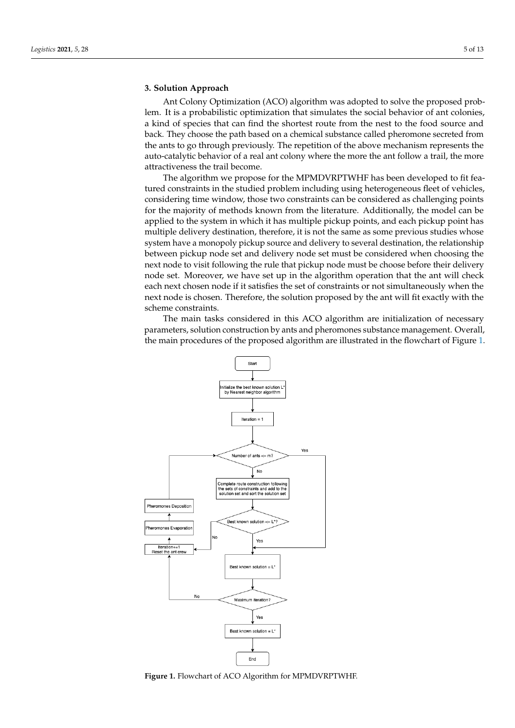## 3. Solution Approach

Ant Colony Optimization (ACO) algorithm was adopted to solve the proposed problem. It is a probabilistic optimization that simulates the social behavior of ant colonies, a kind of species that can find the shortest route from the nest to the food source and back. They choose the path based on a chemical substance called pheromone secreted from the ants to go through previously. The repetition of the above mechanism represents the auto-catalytic behavior of a real ant colony where the more the ant follow a trail, the more attractiveness the trail become.

The algorithm we propose for the MPMDVRPTWHF has been developed to fit featured constraints in the studied problem including using heterogeneous fleet of vehicles, considering time window, those two constraints can be considered as challenging points for the majority of methods known from the literature. Additionally, the model can be applied to the system in which it has multiple pickup points, and each pickup point has multiple delivery destination, therefore, it is not the same as some previous studies whose system have a monopoly pickup source and delivery to several destination, the relationship between pickup node set and delivery node set must be considered when choosing the next node to visit following the rule that pickup node must be choose before their delivery node set. Moreover, we have set up in the algorithm operation that the ant will check each next chosen node if it satisfies the set of constraints or not simultaneously when the next node is chosen. Therefore, the solution proposed by the ant will fit exactly with the scheme constraints.

The main tasks considered in this ACO algorithm are initialization of necessary parameters, solution construction by ants and pheromones substance management. Overall, the main procedures of the proposed algorithm are illustrated in the flowchart of Figure 1.

**Figure 1.** Flowchart of ACO Algorithm for MPMDVRPTWHF.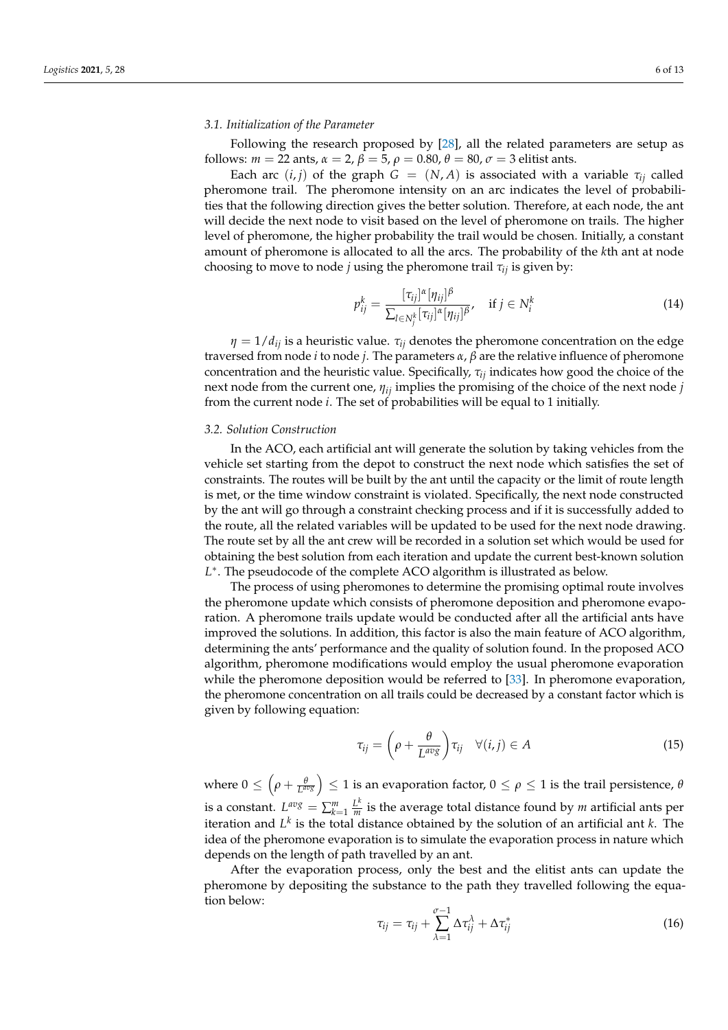### 3.1. Initialization of the Parameter

Following the research proposed by [28], all the related parameters are setup as follows: $m = 22$ ants, $\alpha = 2$, $\beta = 5$, $\rho = 0.80$, $\theta = 80$, $\sigma = 3$ elitist ants.

Each arc $(i, j)$ of the graph $G = (N, A)$ is associated with a variable $\tau_{ij}$ called pheromone trail. The pheromone intensity on an arc indicates the level of probabilities that the following direction gives the better solution. Therefore, at each node, the ant will decide the next node to visit based on the level of pheromone on trails. The higher level of pheromone, the higher probability the trail would be chosen. Initially, a constant amount of pheromone is allocated to all the arcs. The probability of the $k$th ant at node choosing to move to node $j$ using the pheromone trail $\tau_{ij}$ is given by:

$$p_{ij}^k = \frac{[\tau_{ij}]^\alpha [\eta_{ij}]^\beta}{\sum_{l \in N_j^k} [\tau_{ij}]^\alpha [\eta_{ij}]^\beta}, \quad \text{if } j \in N_i^k \tag{14}$$

$\eta = 1/d_{ij}$ is a heuristic value. $\tau_{ij}$ denotes the pheromone concentration on the edge traversed from node $i$ to node $j$. The parameters $\alpha$, $\beta$ are the relative influence of pheromone concentration and the heuristic value. Specifically, $\tau_{ij}$ indicates how good the choice of the next node from the current one, $\eta_{ij}$ implies the promising of the choice of the next node $j$ from the current node $i$. The set of probabilities will be equal to 1 initially.

### 3.2. Solution Construction

In the ACO, each artificial ant will generate the solution by taking vehicles from the vehicle set starting from the depot to construct the next node which satisfies the set of constraints. The routes will be built by the ant until the capacity or the limit of route length is met, or the time window constraint is violated. Specifically, the next node constructed by the ant will go through a constraint checking process and if it is successfully added to the route, all the related variables will be updated to be used for the next node drawing. The route set by all the ant crew will be recorded in a solution set which would be used for obtaining the best solution from each iteration and update the current best-known solution $L^*$. The pseudocode of the complete ACO algorithm is illustrated as below.

The process of using pheromones to determine the promising optimal route involves the pheromone update which consists of pheromone deposition and pheromone evaporation. A pheromone trails update would be conducted after all the artificial ants have improved the solutions. In addition, this factor is also the main feature of ACO algorithm, determining the ants' performance and the quality of solution found. In the proposed ACO algorithm, pheromone modifications would employ the usual pheromone evaporation while the pheromone deposition would be referred to [33]. In pheromone evaporation, the pheromone concentration on all trails could be decreased by a constant factor which is given by following equation:

$$\tau_{ij} = \left(\rho + \frac{\theta}{L^{avg}}\right)\tau_{ij} \quad \forall (i, j) \in A \tag{15}$$

where $0 \leq \left(\rho + \frac{\theta}{L^{avg}}\right) \leq 1$ is an evaporation factor, $0 \leq \rho \leq 1$ is the trail persistence, $\theta$ is a constant. $L^{avg} = \sum_{k=1}^{m} \frac{L^k}{m}$ is the average total distance found by $m$ artificial ants per iteration and $L^k$ is the total distance obtained by the solution of an artificial ant $k$. The idea of the pheromone evaporation is to simulate the evaporation process in nature which depends on the length of path travelled by an ant.

After the evaporation process, only the best and the elitist ants can update the pheromone by depositing the substance to the path they travelled following the equation below:

$$\tau_{ij} = \tau_{ij} + \sum_{\lambda=1}^{\sigma-1} \Delta\tau_{ij}^{\lambda} + \Delta\tau_{ij}^{*} \tag{16}$$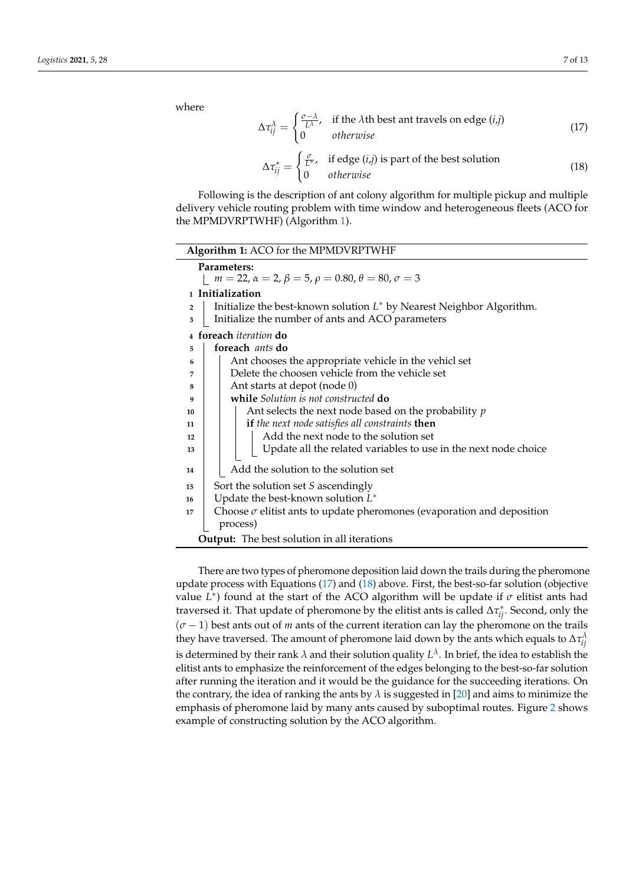where

$$\Delta\tau_{ij}^{\lambda} = \begin{cases} \frac{\sigma-\lambda}{L^{\lambda}}, & \text{if the } \lambda\text{th best ant travels on edge } (i,j) \\ 0 & \textit{otherwise} \end{cases} \tag{17}$$

$$\Delta\tau_{ij}^{*} = \begin{cases} \frac{\sigma}{L^{*}}, & \text{if edge } (i,j) \text{ is part of the best solution} \\ 0 & \textit{otherwise} \end{cases} \tag{18}$$

Following is the description of ant colony algorithm for multiple pickup and multiple delivery vehicle routing problem with time window and heterogeneous fleets (ACO for the MPMDVRPTWHF) (Algorithm 1).

**Algorithm 1:** ACO for the MPMDVRPTWHF

```
Parameters:
    m = 22, α = 2, β = 5, ρ = 0.80, θ = 80, σ = 3
1  Initialization
2      Initialize the best-known solution L* by Nearest Neighbor Algorithm.
3      Initialize the number of ants and ACO parameters
4  foreach iteration do
5      foreach ants do
6          Ant chooses the appropriate vehicle in the vehicl set
7          Delete the choosen vehicle from the vehicle set
8          Ant starts at depot (node 0)
9          while Solution is not constructed do
10             Ant selects the next node based on the probability p
11             if the next node satisfies all constraints then
12                 Add the next node to the solution set
13                 Update all the related variables to use in the next node choice
14         Add the solution to the solution set
15     Sort the solution set S ascendingly
16     Update the best-known solution L*
17     Choose σ elitist ants to update pheromones (evaporation and deposition
        process)
Output: The best solution in all iterations
```

There are two types of pheromone deposition laid down the trails during the pheromone update process with Equations (17) and (18) above. First, the best-so-far solution (objective value $L^{*}$) found at the start of the ACO algorithm will be update if $\sigma$ elitist ants had traversed it. That update of pheromone by the elitist ants is called $\Delta\tau_{ij}^{*}$. Second, only the $(\sigma - 1)$ best ants out of $m$ ants of the current iteration can lay the pheromone on the trails they have traversed. The amount of pheromone laid down by the ants which equals to $\Delta\tau_{ij}^{\lambda}$ is determined by their rank $\lambda$ and their solution quality $L^{\lambda}$. In brief, the idea to establish the elitist ants to emphasize the reinforcement of the edges belonging to the best-so-far solution after running the iteration and it would be the guidance for the succeeding iterations. On the contrary, the idea of ranking the ants by $\lambda$ is suggested in [20] and aims to minimize the emphasis of pheromone laid by many ants caused by suboptimal routes. Figure 2 shows example of constructing solution by the ACO algorithm.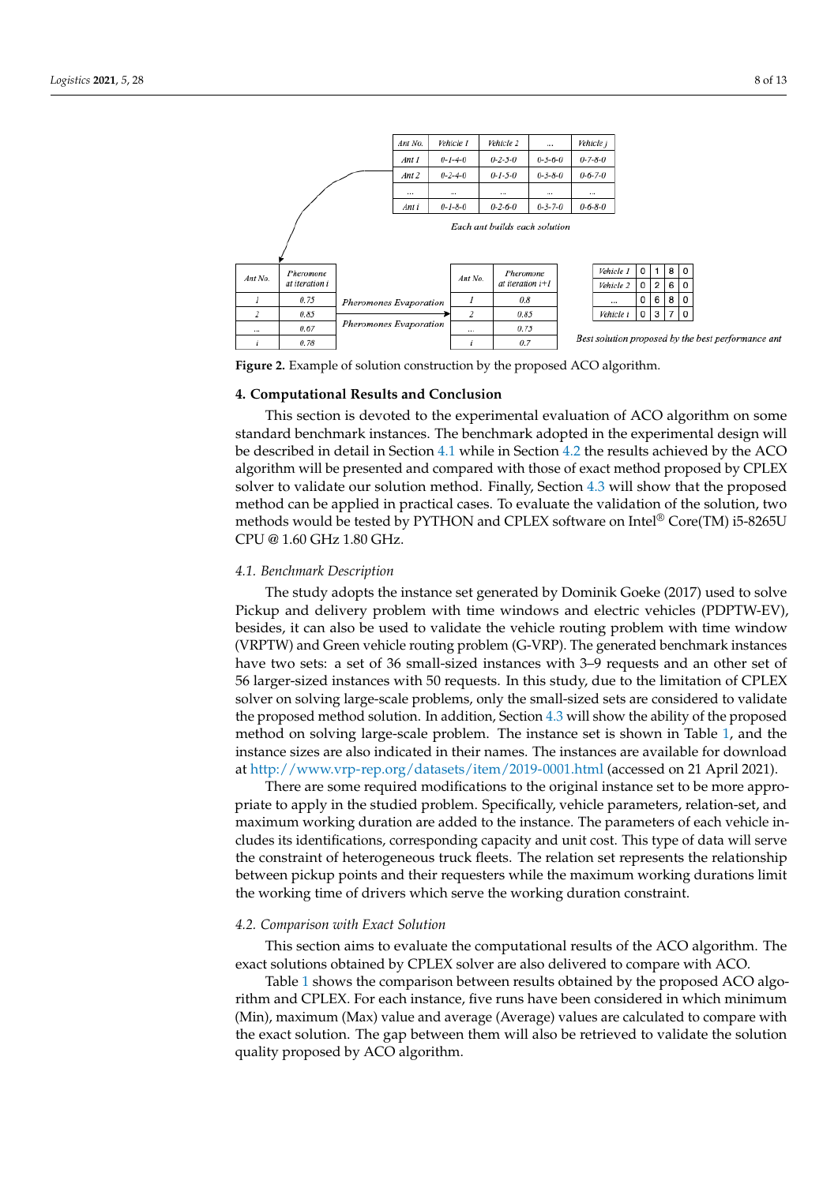| Ant No. | Vehicle 1 | Vehicle 2 | ... | Vehicle j |
|---|---|---|---|---|
| Ant 1 | 0-1-4-0 | 0-2-5-0 | 0-5-6-0 | 0-7-8-0 |
| Ant 2 | 0-2-4-0 | 0-1-5-0 | 0-3-8-0 | 0-6-7-0 |
| ... | ... | ... | ... | ... |
| Ant i | 0-1-8-0 | 0-2-6-0 | 0-3-7-0 | 0-6-8-0 |

*Each ant builds each solution*

| Ant No. | Pheromone at iteration i |
|---|---|
| 1 | 0.75 |
| 2 | 0.85 |
| ... | 0.67 |
| i | 0.78 |

*Pheromones Evaporation*

| Ant No. | Pheromone at iteration i+1 |
|---|---|
| 1 | 0.8 |
| 2 | 0.85 |
| ... | 0.75 |
| i | 0.7 |

| | | | | |
|---|---|---|---|---|
| Vehicle 1 | 0 | 1 | 8 | 0 |
| Vehicle 2 | 0 | 2 | 6 | 0 |
| ... | 0 | 6 | 8 | 0 |
| Vehicle i | 0 | 3 | 7 | 0 |

*Best solution proposed by the best performance ant*

**Figure 2.** Example of solution construction by the proposed ACO algorithm.

## 4. Computational Results and Conclusion

This section is devoted to the experimental evaluation of ACO algorithm on some standard benchmark instances. The benchmark adopted in the experimental design will be described in detail in Section 4.1 while in Section 4.2 the results achieved by the ACO algorithm will be presented and compared with those of exact method proposed by CPLEX solver to validate our solution method. Finally, Section 4.3 will show that the proposed method can be applied in practical cases. To evaluate the validation of the solution, two methods would be tested by PYTHON and CPLEX software on Intel® Core(TM) i5-8265U CPU @ 1.60 GHz 1.80 GHz.

### 4.1. Benchmark Description

The study adopts the instance set generated by Dominik Goeke (2017) used to solve Pickup and delivery problem with time windows and electric vehicles (PDPTW-EV), besides, it can also be used to validate the vehicle routing problem with time window (VRPTW) and Green vehicle routing problem (G-VRP). The generated benchmark instances have two sets: a set of 36 small-sized instances with 3–9 requests and an other set of 56 larger-sized instances with 50 requests. In this study, due to the limitation of CPLEX solver on solving large-scale problems, only the small-sized sets are considered to validate the proposed method solution. In addition, Section 4.3 will show the ability of the proposed method on solving large-scale problem. The instance set is shown in Table 1, and the instance sizes are also indicated in their names. The instances are available for download at http://www.vrp-rep.org/datasets/item/2019-0001.html (accessed on 21 April 2021).

There are some required modifications to the original instance set to be more appropriate to apply in the studied problem. Specifically, vehicle parameters, relation-set, and maximum working duration are added to the instance. The parameters of each vehicle includes its identifications, corresponding capacity and unit cost. This type of data will serve the constraint of heterogeneous truck fleets. The relation set represents the relationship between pickup points and their requesters while the maximum working durations limit the working time of drivers which serve the working duration constraint.

### 4.2. Comparison with Exact Solution

This section aims to evaluate the computational results of the ACO algorithm. The exact solutions obtained by CPLEX solver are also delivered to compare with ACO.

Table 1 shows the comparison between results obtained by the proposed ACO algorithm and CPLEX. For each instance, five runs have been considered in which minimum (Min), maximum (Max) value and average (Average) values are calculated to compare with the exact solution. The gap between them will also be retrieved to validate the solution quality proposed by ACO algorithm.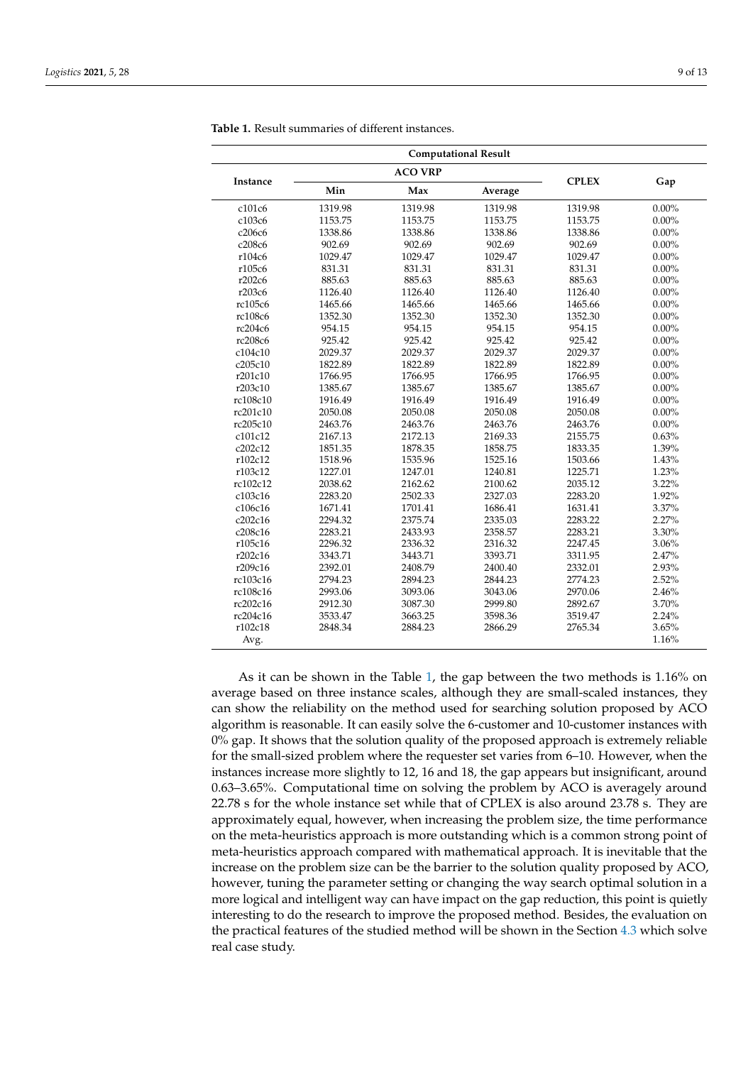**Table 1.** Result summaries of different instances.

| Computational Result | | | | | |
|---|---|---|---|---|---|
| Instance | ACO VRP | | | CPLEX | Gap |
| | Min | Max | Average | | |
| c101c6 | 1319.98 | 1319.98 | 1319.98 | 1319.98 | 0.00% |
| c103c6 | 1153.75 | 1153.75 | 1153.75 | 1153.75 | 0.00% |
| c206c6 | 1338.86 | 1338.86 | 1338.86 | 1338.86 | 0.00% |
| c208c6 | 902.69 | 902.69 | 902.69 | 902.69 | 0.00% |
| r104c6 | 1029.47 | 1029.47 | 1029.47 | 1029.47 | 0.00% |
| r105c6 | 831.31 | 831.31 | 831.31 | 831.31 | 0.00% |
| r202c6 | 885.63 | 885.63 | 885.63 | 885.63 | 0.00% |
| r203c6 | 1126.40 | 1126.40 | 1126.40 | 1126.40 | 0.00% |
| rc105c6 | 1465.66 | 1465.66 | 1465.66 | 1465.66 | 0.00% |
| rc108c6 | 1352.30 | 1352.30 | 1352.30 | 1352.30 | 0.00% |
| rc204c6 | 954.15 | 954.15 | 954.15 | 954.15 | 0.00% |
| rc208c6 | 925.42 | 925.42 | 925.42 | 925.42 | 0.00% |
| c104c10 | 2029.37 | 2029.37 | 2029.37 | 2029.37 | 0.00% |
| c205c10 | 1822.89 | 1822.89 | 1822.89 | 1822.89 | 0.00% |
| r201c10 | 1766.95 | 1766.95 | 1766.95 | 1766.95 | 0.00% |
| r203c10 | 1385.67 | 1385.67 | 1385.67 | 1385.67 | 0.00% |
| rc108c10 | 1916.49 | 1916.49 | 1916.49 | 1916.49 | 0.00% |
| rc201c10 | 2050.08 | 2050.08 | 2050.08 | 2050.08 | 0.00% |
| rc205c10 | 2463.76 | 2463.76 | 2463.76 | 2463.76 | 0.00% |
| c101c12 | 2167.13 | 2172.13 | 2169.33 | 2155.75 | 0.63% |
| c202c12 | 1851.35 | 1878.35 | 1858.75 | 1833.35 | 1.39% |
| r102c12 | 1518.96 | 1535.96 | 1525.16 | 1503.66 | 1.43% |
| r103c12 | 1227.01 | 1247.01 | 1240.81 | 1225.71 | 1.23% |
| rc102c12 | 2038.62 | 2162.62 | 2100.62 | 2035.12 | 3.22% |
| c103c16 | 2283.20 | 2502.33 | 2327.03 | 2283.20 | 1.92% |
| c106c16 | 1671.41 | 1701.41 | 1686.41 | 1631.41 | 3.37% |
| c202c16 | 2294.32 | 2375.74 | 2335.03 | 2283.22 | 2.27% |
| c208c16 | 2283.21 | 2433.93 | 2358.57 | 2283.21 | 3.30% |
| r105c16 | 2296.32 | 2336.32 | 2316.32 | 2247.45 | 3.06% |
| r202c16 | 3343.71 | 3443.71 | 3393.71 | 3311.95 | 2.47% |
| r209c16 | 2392.01 | 2408.79 | 2400.40 | 2332.01 | 2.93% |
| rc103c16 | 2794.23 | 2894.23 | 2844.23 | 2774.23 | 2.52% |
| rc108c16 | 2993.06 | 3093.06 | 3043.06 | 2970.06 | 2.46% |
| rc202c16 | 2912.30 | 3087.30 | 2999.80 | 2892.67 | 3.70% |
| rc204c16 | 3533.47 | 3663.25 | 3598.36 | 3519.47 | 2.24% |
| r102c18 | 2848.34 | 2884.23 | 2866.29 | 2765.34 | 3.65% |
| Avg. | | | | | 1.16% |

As it can be shown in the Table 1, the gap between the two methods is 1.16% on average based on three instance scales, although they are small-scaled instances, they can show the reliability on the method used for searching solution proposed by ACO algorithm is reasonable. It can easily solve the 6-customer and 10-customer instances with 0% gap. It shows that the solution quality of the proposed approach is extremely reliable for the small-sized problem where the requester set varies from 6–10. However, when the instances increase more slightly to 12, 16 and 18, the gap appears but insignificant, around 0.63–3.65%. Computational time on solving the problem by ACO is averagely around 22.78 s for the whole instance set while that of CPLEX is also around 23.78 s. They are approximately equal, however, when increasing the problem size, the time performance on the meta-heuristics approach is more outstanding which is a common strong point of meta-heuristics approach compared with mathematical approach. It is inevitable that the increase on the problem size can be the barrier to the solution quality proposed by ACO, however, tuning the parameter setting or changing the way search optimal solution in a more logical and intelligent way can have impact on the gap reduction, this point is quietly interesting to do the research to improve the proposed method. Besides, the evaluation on the practical features of the studied method will be shown in the Section 4.3 which solve real case study.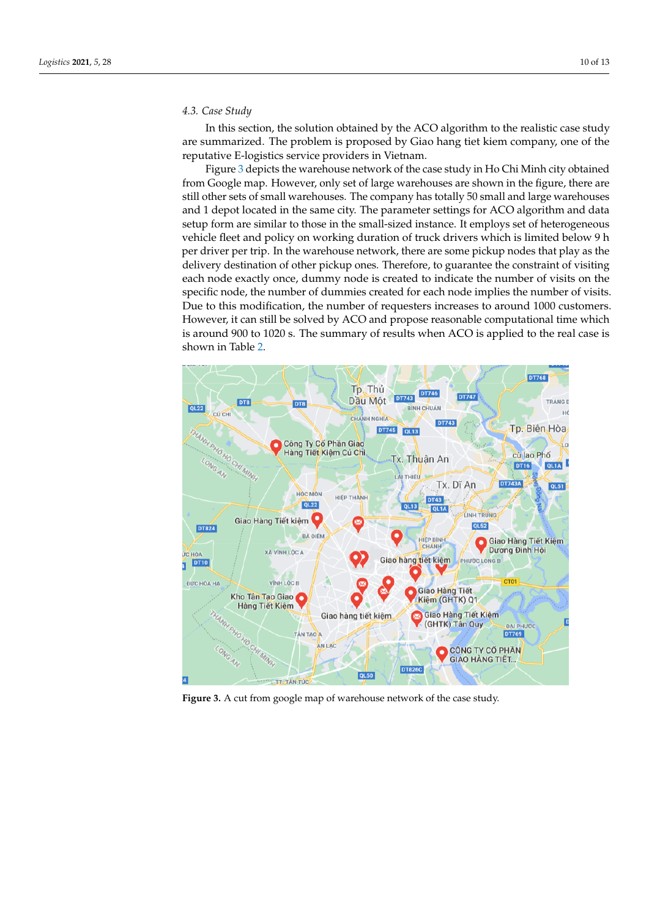### 4.3. Case Study

In this section, the solution obtained by the ACO algorithm to the realistic case study are summarized. The problem is proposed by Giao hang tiet kiem company, one of the reputative E-logistics service providers in Vietnam.

Figure 3 depicts the warehouse network of the case study in Ho Chi Minh city obtained from Google map. However, only set of large warehouses are shown in the figure, there are still other sets of small warehouses. The company has totally 50 small and large warehouses and 1 depot located in the same city. The parameter settings for ACO algorithm and data setup form are similar to those in the small-sized instance. It employs set of heterogeneous vehicle fleet and policy on working duration of truck drivers which is limited below 9 h per driver per trip. In the warehouse network, there are some pickup nodes that play as the delivery destination of other pickup ones. Therefore, to guarantee the constraint of visiting each node exactly once, dummy node is created to indicate the number of visits on the specific node, the number of dummies created for each node implies the number of visits. Due to this modification, the number of requesters increases to around 1000 customers. However, it can still be solved by ACO and propose reasonable computational time which is around 900 to 1020 s. The summary of results when ACO is applied to the real case is shown in Table 2.

**Figure 3.** A cut from google map of warehouse network of the case study.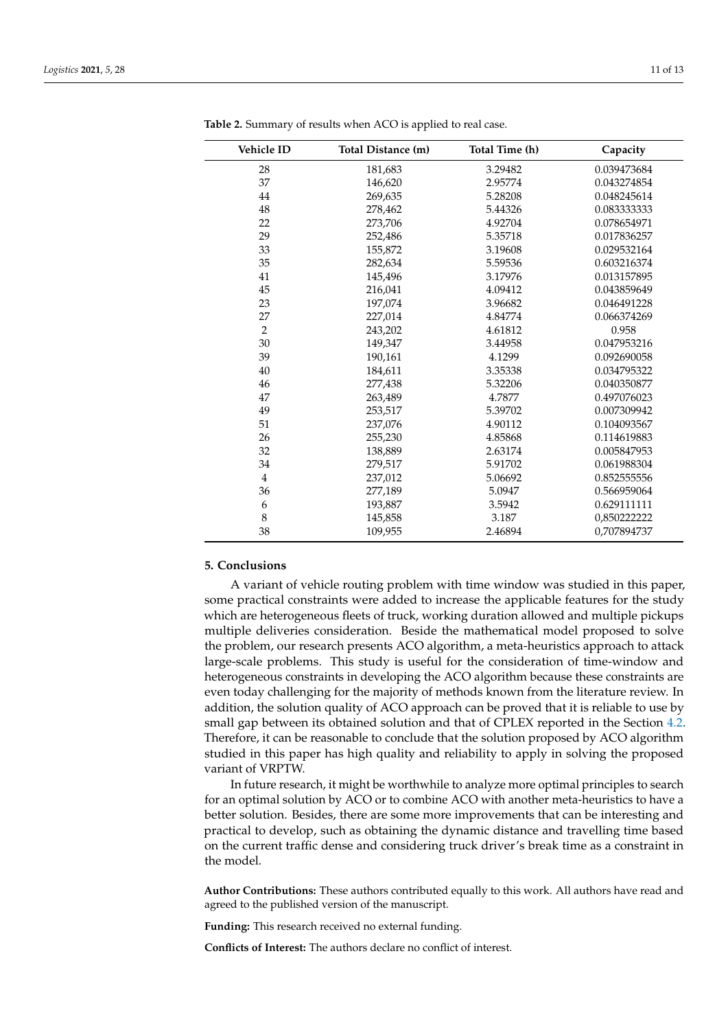**Table 2.** Summary of results when ACO is applied to real case.

| Vehicle ID | Total Distance (m) | Total Time (h) | Capacity |
|---|---|---|---|
| 28 | 181,683 | 3.29482 | 0.039473684 |
| 37 | 146,620 | 2.95774 | 0.043274854 |
| 44 | 269,635 | 5.28208 | 0.048245614 |
| 48 | 278,462 | 5.44326 | 0.083333333 |
| 22 | 273,706 | 4.92704 | 0.078654971 |
| 29 | 252,486 | 5.35718 | 0.017836257 |
| 33 | 155,872 | 3.19608 | 0.029532164 |
| 35 | 282,634 | 5.59536 | 0.603216374 |
| 41 | 145,496 | 3.17976 | 0.013157895 |
| 45 | 216,041 | 4.09412 | 0.043859649 |
| 23 | 197,074 | 3.96682 | 0.046491228 |
| 27 | 227,014 | 4.84774 | 0.066374269 |
| 2 | 243,202 | 4.61812 | 0.958 |
| 30 | 149,347 | 3.44958 | 0.047953216 |
| 39 | 190,161 | 4.1299 | 0.092690058 |
| 40 | 184,611 | 3.35338 | 0.034795322 |
| 46 | 277,438 | 5.32206 | 0.040350877 |
| 47 | 263,489 | 4.7877 | 0.497076023 |
| 49 | 253,517 | 5.39702 | 0.007309942 |
| 51 | 237,076 | 4.90112 | 0.104093567 |
| 26 | 255,230 | 4.85868 | 0.114619883 |
| 32 | 138,889 | 2.63174 | 0.005847953 |
| 34 | 279,517 | 5.91702 | 0.061988304 |
| 4 | 237,012 | 5.06692 | 0.852555556 |
| 36 | 277,189 | 5.0947 | 0.566959064 |
| 6 | 193,887 | 3.5942 | 0.629111111 |
| 8 | 145,858 | 3.187 | 0,850222222 |
| 38 | 109,955 | 2.46894 | 0,707894737 |

## 5. Conclusions

A variant of vehicle routing problem with time window was studied in this paper, some practical constraints were added to increase the applicable features for the study which are heterogeneous fleets of truck, working duration allowed and multiple pickups multiple deliveries consideration. Beside the mathematical model proposed to solve the problem, our research presents ACO algorithm, a meta-heuristics approach to attack large-scale problems. This study is useful for the consideration of time-window and heterogeneous constraints in developing the ACO algorithm because these constraints are even today challenging for the majority of methods known from the literature review. In addition, the solution quality of ACO approach can be proved that it is reliable to use by small gap between its obtained solution and that of CPLEX reported in the Section 4.2. Therefore, it can be reasonable to conclude that the solution proposed by ACO algorithm studied in this paper has high quality and reliability to apply in solving the proposed variant of VRPTW.

In future research, it might be worthwhile to analyze more optimal principles to search for an optimal solution by ACO or to combine ACO with another meta-heuristics to have a better solution. Besides, there are some more improvements that can be interesting and practical to develop, such as obtaining the dynamic distance and travelling time based on the current traffic dense and considering truck driver's break time as a constraint in the model.

**Author Contributions:** These authors contributed equally to this work. All authors have read and agreed to the published version of the manuscript.

**Funding:** This research received no external funding.

**Conflicts of Interest:** The authors declare no conflict of interest.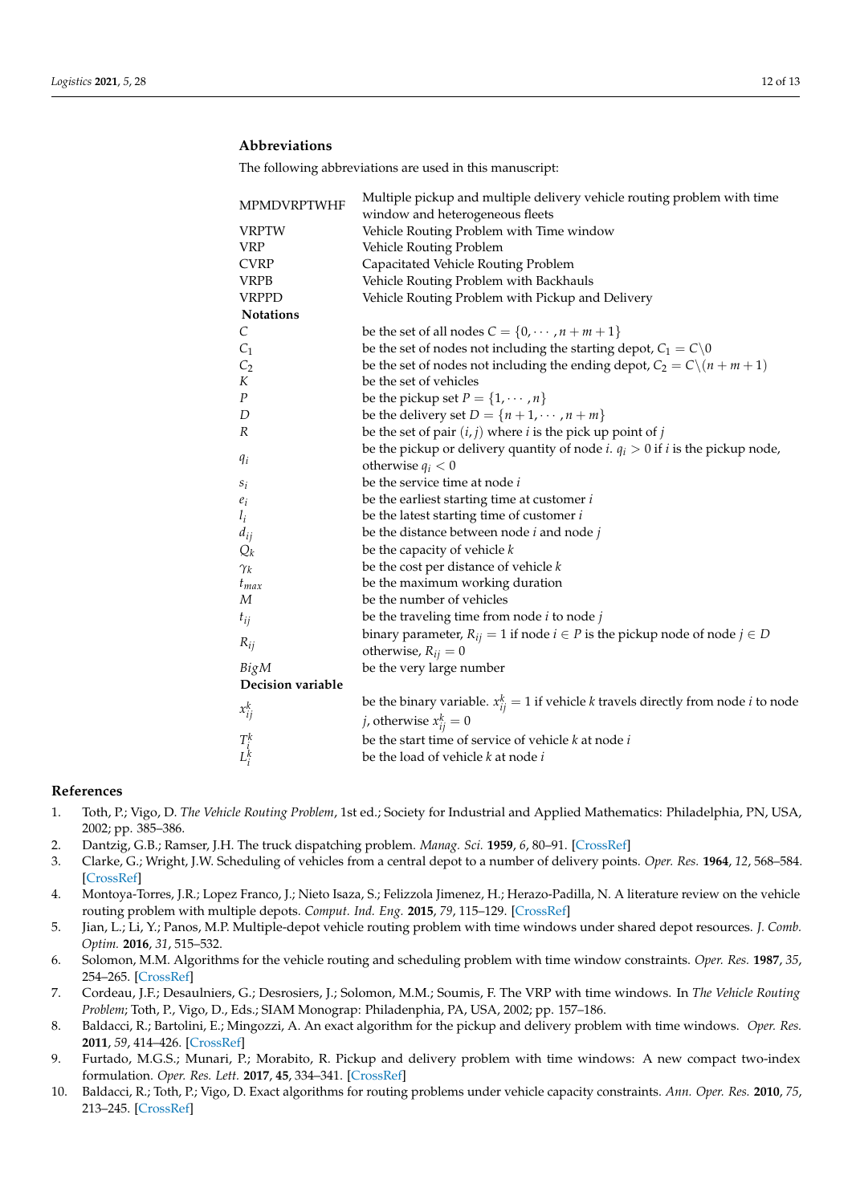## Abbreviations

The following abbreviations are used in this manuscript:

| | |
|---|---|
| MPMDVRPTWHF | Multiple pickup and multiple delivery vehicle routing problem with time window and heterogeneous fleets |
| VRPTW | Vehicle Routing Problem with Time window |
| VRP | Vehicle Routing Problem |
| CVRP | Capacitated Vehicle Routing Problem |
| VRPB | Vehicle Routing Problem with Backhauls |
| VRPPD | Vehicle Routing Problem with Pickup and Delivery |
| **Notations** | |
| $C$ | be the set of all nodes $C = \{0, \cdots, n+m+1\}$ |
| $C_1$ | be the set of nodes not including the starting depot, $C_1 = C \backslash 0$ |
| $C_2$ | be the set of nodes not including the ending depot, $C_2 = C \backslash (n+m+1)$ |
| $K$ | be the set of vehicles |
| $P$ | be the pickup set $P = \{1, \cdots, n\}$ |
| $D$ | be the delivery set $D = \{n+1, \cdots, n+m\}$ |
| $R$ | be the set of pair $(i, j)$ where $i$ is the pick up point of $j$ |
| $q_i$ | be the pickup or delivery quantity of node $i$. $q_i > 0$ if $i$ is the pickup node, otherwise $q_i < 0$ |
| $s_i$ | be the service time at node $i$ |
| $e_i$ | be the earliest starting time at customer $i$ |
| $l_i$ | be the latest starting time of customer $i$ |
| $d_{ij}$ | be the distance between node $i$ and node $j$ |
| $Q_k$ | be the capacity of vehicle $k$ |
| $\gamma_k$ | be the cost per distance of vehicle $k$ |
| $t_{max}$ | be the maximum working duration |
| $M$ | be the number of vehicles |
| $t_{ij}$ | be the traveling time from node $i$ to node $j$ |
| $R_{ij}$ | binary parameter, $R_{ij} = 1$ if node $i \in P$ is the pickup node of node $j \in D$ otherwise, $R_{ij} = 0$ |
| $BigM$ | be the very large number |
| **Decision variable** | |
| $x_{ij}^k$ | be the binary variable. $x_{ij}^k = 1$ if vehicle $k$ travels directly from node $i$ to node $j$, otherwise $x_{ij}^k = 0$ |
| $T_i^k$ | be the start time of service of vehicle $k$ at node $i$ |
| $L_i^k$ | be the load of vehicle $k$ at node $i$ |

## References

1. Toth, P.; Vigo, D. *The Vehicle Routing Problem*, 1st ed.; Society for Industrial and Applied Mathematics: Philadelphia, PN, USA, 2002; pp. 385–386.
2. Dantzig, G.B.; Ramser, J.H. The truck dispatching problem. *Manag. Sci.* **1959**, *6*, 80–91. [CrossRef]
3. Clarke, G.; Wright, J.W. Scheduling of vehicles from a central depot to a number of delivery points. *Oper. Res.* **1964**, *12*, 568–584. [CrossRef]
4. Montoya-Torres, J.R.; Lopez Franco, J.; Nieto Isaza, S.; Felizzola Jimenez, H.; Herazo-Padilla, N. A literature review on the vehicle routing problem with multiple depots. *Comput. Ind. Eng.* **2015**, *79*, 115–129. [CrossRef]
5. Jian, L.; Li, Y.; Panos, M.P. Multiple-depot vehicle routing problem with time windows under shared depot resources. *J. Comb. Optim.* **2016**, *31*, 515–532.
6. Solomon, M.M. Algorithms for the vehicle routing and scheduling problem with time window constraints. *Oper. Res.* **1987**, *35*, 254–265. [CrossRef]
7. Cordeau, J.F.; Desaulniers, G.; Desrosiers, J.; Solomon, M.M.; Soumis, F. The VRP with time windows. In *The Vehicle Routing Problem*; Toth, P., Vigo, D., Eds.; SIAM Monograp: Philadenphia, PA, USA, 2002; pp. 157–186.
8. Baldacci, R.; Bartolini, E.; Mingozzi, A. An exact algorithm for the pickup and delivery problem with time windows. *Oper. Res.* **2011**, *59*, 414–426. [CrossRef]
9. Furtado, M.G.S.; Munari, P.; Morabito, R. Pickup and delivery problem with time windows: A new compact two-index formulation. *Oper. Res. Lett.* **2017**, **45**, 334–341. [CrossRef]
10. Baldacci, R.; Toth, P.; Vigo, D. Exact algorithms for routing problems under vehicle capacity constraints. *Ann. Oper. Res.* **2010**, *75*, 213–245. [CrossRef]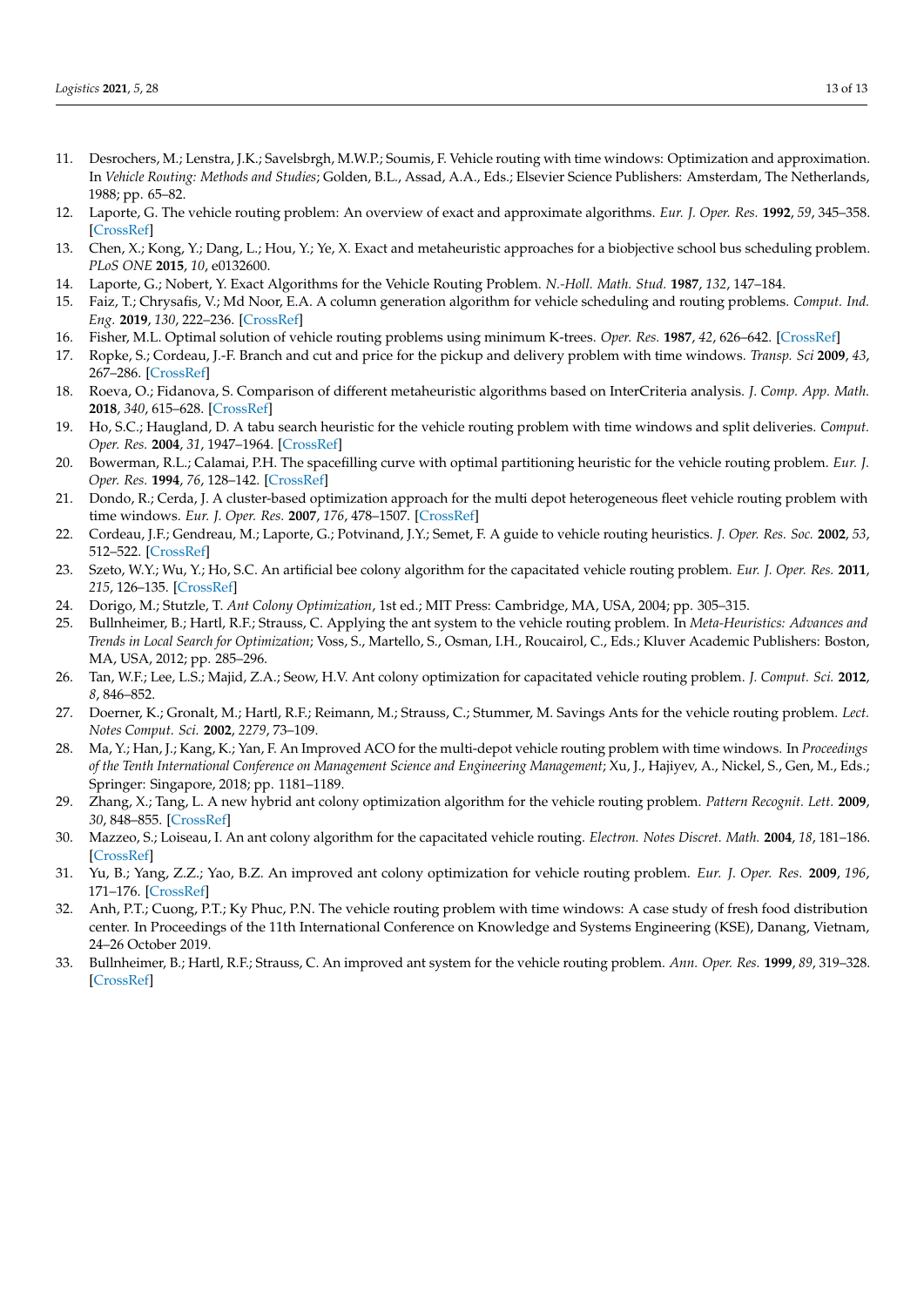11. Desrochers, M.; Lenstra, J.K.; Savelsbrgh, M.W.P.; Soumis, F. Vehicle routing with time windows: Optimization and approximation. In *Vehicle Routing: Methods and Studies*; Golden, B.L., Assad, A.A., Eds.; Elsevier Science Publishers: Amsterdam, The Netherlands, 1988; pp. 65–82.
12. Laporte, G. The vehicle routing problem: An overview of exact and approximate algorithms. *Eur. J. Oper. Res.* **1992**, *59*, 345–358. [CrossRef]
13. Chen, X.; Kong, Y.; Dang, L.; Hou, Y.; Ye, X. Exact and metaheuristic approaches for a biobjective school bus scheduling problem. *PLoS ONE* **2015**, *10*, e0132600.
14. Laporte, G.; Nobert, Y. Exact Algorithms for the Vehicle Routing Problem. *N.-Holl. Math. Stud.* **1987**, *132*, 147–184.
15. Faiz, T.; Chrysafis, V.; Md Noor, E.A. A column generation algorithm for vehicle scheduling and routing problems. *Comput. Ind. Eng.* **2019**, *130*, 222–236. [CrossRef]
16. Fisher, M.L. Optimal solution of vehicle routing problems using minimum K-trees. *Oper. Res.* **1987**, *42*, 626–642. [CrossRef]
17. Ropke, S.; Cordeau, J.-F. Branch and cut and price for the pickup and delivery problem with time windows. *Transp. Sci* **2009**, *43*, 267–286. [CrossRef]
18. Roeva, O.; Fidanova, S. Comparison of different metaheuristic algorithms based on InterCriteria analysis. *J. Comp. App. Math.* **2018**, *340*, 615–628. [CrossRef]
19. Ho, S.C.; Haugland, D. A tabu search heuristic for the vehicle routing problem with time windows and split deliveries. *Comput. Oper. Res.* **2004**, *31*, 1947–1964. [CrossRef]
20. Bowerman, R.L.; Calamai, P.H. The spacefilling curve with optimal partitioning heuristic for the vehicle routing problem. *Eur. J. Oper. Res.* **1994**, *76*, 128–142. [CrossRef]
21. Dondo, R.; Cerda, J. A cluster-based optimization approach for the multi depot heterogeneous fleet vehicle routing problem with time windows. *Eur. J. Oper. Res.* **2007**, *176*, 478–1507. [CrossRef]
22. Cordeau, J.F.; Gendreau, M.; Laporte, G.; Potvinand, J.Y.; Semet, F. A guide to vehicle routing heuristics. *J. Oper. Res. Soc.* **2002**, *53*, 512–522. [CrossRef]
23. Szeto, W.Y.; Wu, Y.; Ho, S.C. An artificial bee colony algorithm for the capacitated vehicle routing problem. *Eur. J. Oper. Res.* **2011**, *215*, 126–135. [CrossRef]
24. Dorigo, M.; Stutzle, T. *Ant Colony Optimization*, 1st ed.; MIT Press: Cambridge, MA, USA, 2004; pp. 305–315.
25. Bullnheimer, B.; Hartl, R.F.; Strauss, C. Applying the ant system to the vehicle routing problem. In *Meta-Heuristics: Advances and Trends in Local Search for Optimization*; Voss, S., Martello, S., Osman, I.H., Roucairol, C., Eds.; Kluver Academic Publishers: Boston, MA, USA, 2012; pp. 285–296.
26. Tan, W.F.; Lee, L.S.; Majid, Z.A.; Seow, H.V. Ant colony optimization for capacitated vehicle routing problem. *J. Comput. Sci.* **2012**, *8*, 846–852.
27. Doerner, K.; Gronalt, M.; Hartl, R.F.; Reimann, M.; Strauss, C.; Stummer, M. Savings Ants for the vehicle routing problem. *Lect. Notes Comput. Sci.* **2002**, *2279*, 73–109.
28. Ma, Y.; Han, J.; Kang, K.; Yan, F. An Improved ACO for the multi-depot vehicle routing problem with time windows. In *Proceedings of the Tenth International Conference on Management Science and Engineering Management*; Xu, J., Hajiyev, A., Nickel, S., Gen, M., Eds.; Springer: Singapore, 2018; pp. 1181–1189.
29. Zhang, X.; Tang, L. A new hybrid ant colony optimization algorithm for the vehicle routing problem. *Pattern Recognit. Lett.* **2009**, *30*, 848–855. [CrossRef]
30. Mazzeo, S.; Loiseau, I. An ant colony algorithm for the capacitated vehicle routing. *Electron. Notes Discret. Math.* **2004**, *18*, 181–186. [CrossRef]
31. Yu, B.; Yang, Z.Z.; Yao, B.Z. An improved ant colony optimization for vehicle routing problem. *Eur. J. Oper. Res.* **2009**, *196*, 171–176. [CrossRef]
32. Anh, P.T.; Cuong, P.T.; Ky Phuc, P.N. The vehicle routing problem with time windows: A case study of fresh food distribution center. In Proceedings of the 11th International Conference on Knowledge and Systems Engineering (KSE), Danang, Vietnam, 24–26 October 2019.
33. Bullnheimer, B.; Hartl, R.F.; Strauss, C. An improved ant system for the vehicle routing problem. *Ann. Oper. Res.* **1999**, *89*, 319–328. [CrossRef]